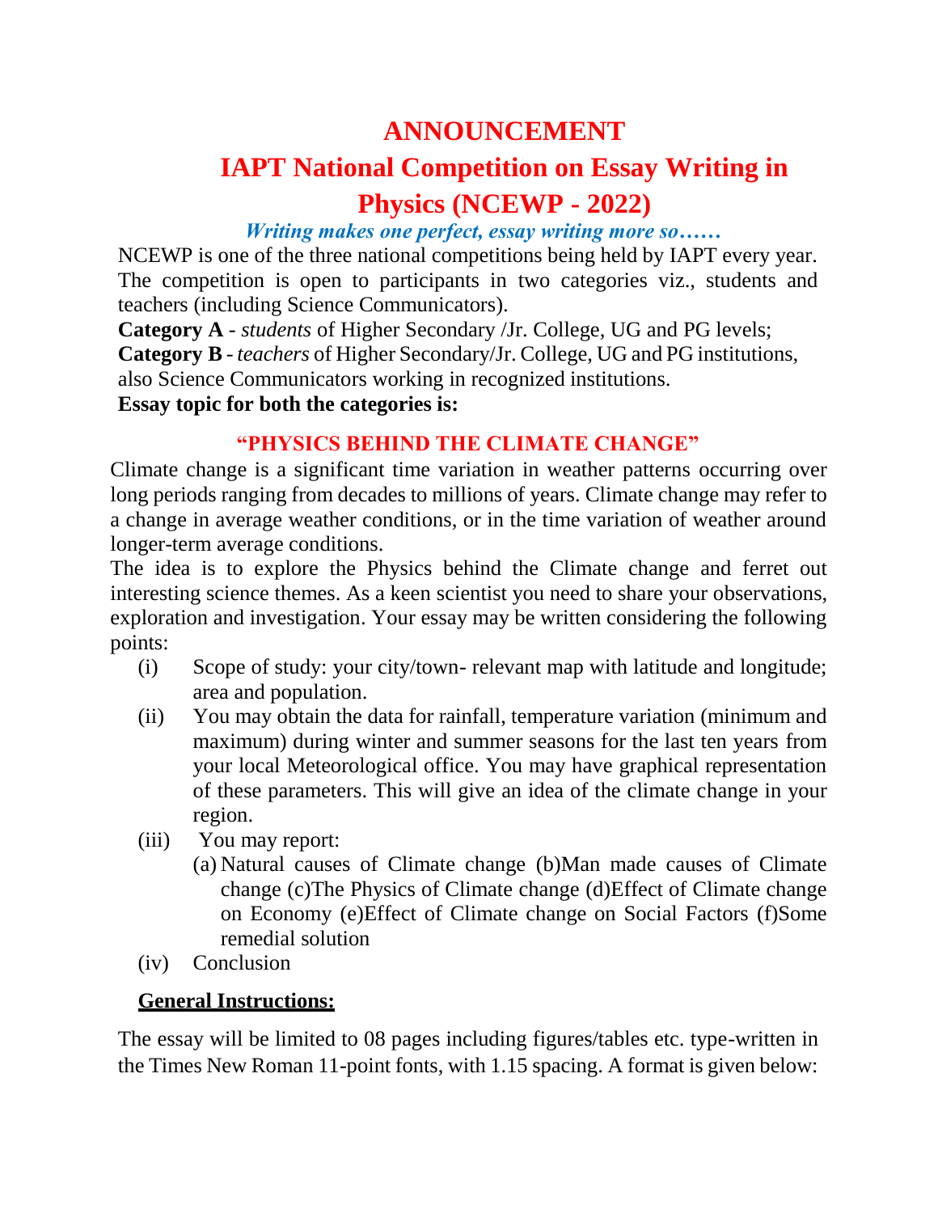# ANNOUNCEMENT

# IAPT National Competition on Essay Writing in Physics (NCEWP - 2022)

***Writing makes one perfect, essay writing more so……***

NCEWP is one of the three national competitions being held by IAPT every year. The competition is open to participants in two categories viz., students and teachers (including Science Communicators).

**Category A** - *students* of Higher Secondary /Jr. College, UG and PG levels;

**Category B** - *teachers* of Higher Secondary/Jr. College, UG and PG institutions, also Science Communicators working in recognized institutions.

**Essay topic for both the categories is:**

## "PHYSICS BEHIND THE CLIMATE CHANGE"

Climate change is a significant time variation in weather patterns occurring over long periods ranging from decades to millions of years. Climate change may refer to a change in average weather conditions, or in the time variation of weather around longer-term average conditions.

The idea is to explore the Physics behind the Climate change and ferret out interesting science themes. As a keen scientist you need to share your observations, exploration and investigation. Your essay may be written considering the following points:

(i) Scope of study: your city/town- relevant map with latitude and longitude; area and population.

(ii) You may obtain the data for rainfall, temperature variation (minimum and maximum) during winter and summer seasons for the last ten years from your local Meteorological office. You may have graphical representation of these parameters. This will give an idea of the climate change in your region.

(iii) You may report:

(a) Natural causes of Climate change (b)Man made causes of Climate change (c)The Physics of Climate change (d)Effect of Climate change on Economy (e)Effect of Climate change on Social Factors (f)Some remedial solution

(iv) Conclusion

### General Instructions:

The essay will be limited to 08 pages including figures/tables etc. type-written in the Times New Roman 11-point fonts, with 1.15 spacing. A format is given below: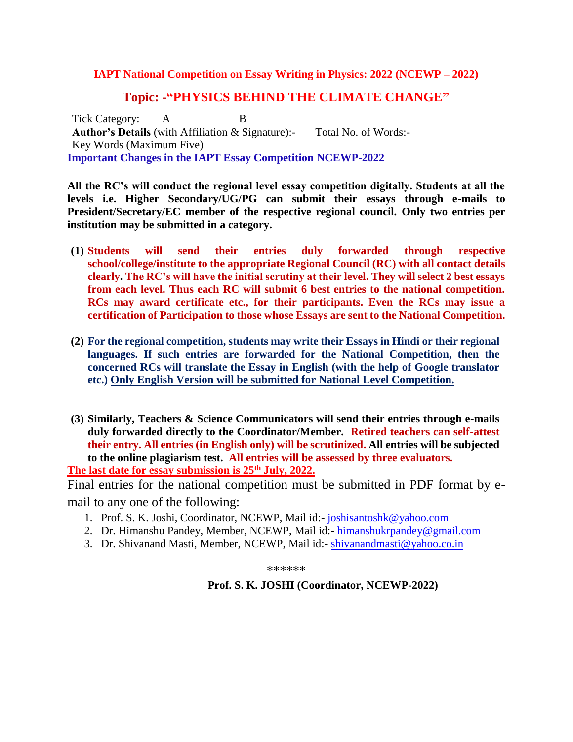**IAPT National Competition on Essay Writing in Physics: 2022 (NCEWP – 2022)**

## Topic: -"PHYSICS BEHIND THE CLIMATE CHANGE"

Tick Category: A B

**Author's Details** (with Affiliation & Signature):- Total No. of Words:-

Key Words (Maximum Five)

**Important Changes in the IAPT Essay Competition NCEWP-2022**

**All the RC's will conduct the regional level essay competition digitally. Students at all the levels i.e. Higher Secondary/UG/PG can submit their essays through e-mails to President/Secretary/EC member of the respective regional council. Only two entries per institution may be submitted in a category.**

1. **Students will send their entries duly forwarded through respective school/college/institute to the appropriate Regional Council (RC) with all contact details clearly. The RC's will have the initial scrutiny at their level. They will select 2 best essays from each level. Thus each RC will submit 6 best entries to the national competition. RCs may award certificate etc., for their participants. Even the RCs may issue a certification of Participation to those whose Essays are sent to the National Competition.**

2. **For the regional competition, students may write their Essays in Hindi or their regional languages. If such entries are forwarded for the National Competition, then the concerned RCs will translate the Essay in English (with the help of Google translator etc.) Only English Version will be submitted for National Level Competition.**

3. **Similarly, Teachers & Science Communicators will send their entries through e-mails duly forwarded directly to the Coordinator/Member. Retired teachers can self-attest their entry. All entries (in English only) will be scrutinized. All entries will be subjected to the online plagiarism test. All entries will be assessed by three evaluators.**

**The last date for essay submission is 25th July, 2022.**

Final entries for the national competition must be submitted in PDF format by e-mail to any one of the following:

1. Prof. S. K. Joshi, Coordinator, NCEWP, Mail id:- joshisantoshk@yahoo.com
2. Dr. Himanshu Pandey, Member, NCEWP, Mail id:- himanshukrpandey@gmail.com
3. Dr. Shivanand Masti, Member, NCEWP, Mail id:- shivanandmasti@yahoo.co.in

******

**Prof. S. K. JOSHI (Coordinator, NCEWP-2022)**